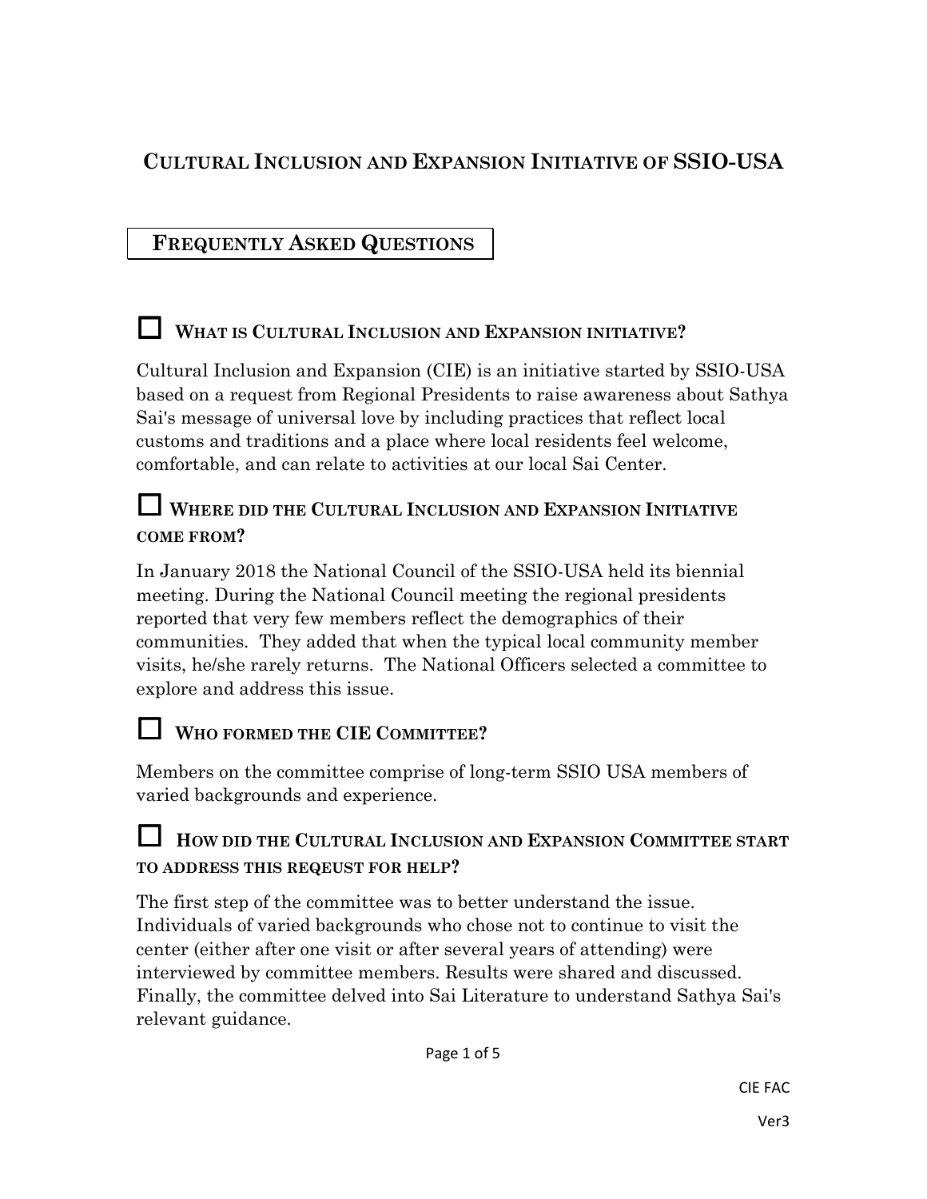# Cultural Inclusion and Expansion Initiative of SSIO-USA

## Frequently Asked Questions

### ☐ What is Cultural Inclusion and Expansion initiative?

Cultural Inclusion and Expansion (CIE) is an initiative started by SSIO-USA based on a request from Regional Presidents to raise awareness about Sathya Sai's message of universal love by including practices that reflect local customs and traditions and a place where local residents feel welcome, comfortable, and can relate to activities at our local Sai Center.

### ☐ Where did the Cultural Inclusion and Expansion Initiative come from?

In January 2018 the National Council of the SSIO-USA held its biennial meeting. During the National Council meeting the regional presidents reported that very few members reflect the demographics of their communities. They added that when the typical local community member visits, he/she rarely returns. The National Officers selected a committee to explore and address this issue.

### ☐ Who formed the CIE Committee?

Members on the committee comprise of long-term SSIO USA members of varied backgrounds and experience.

### ☐ How did the Cultural Inclusion and Expansion Committee start to address this reqeust for help?

The first step of the committee was to better understand the issue. Individuals of varied backgrounds who chose not to continue to visit the center (either after one visit or after several years of attending) were interviewed by committee members. Results were shared and discussed. Finally, the committee delved into Sai Literature to understand Sathya Sai's relevant guidance.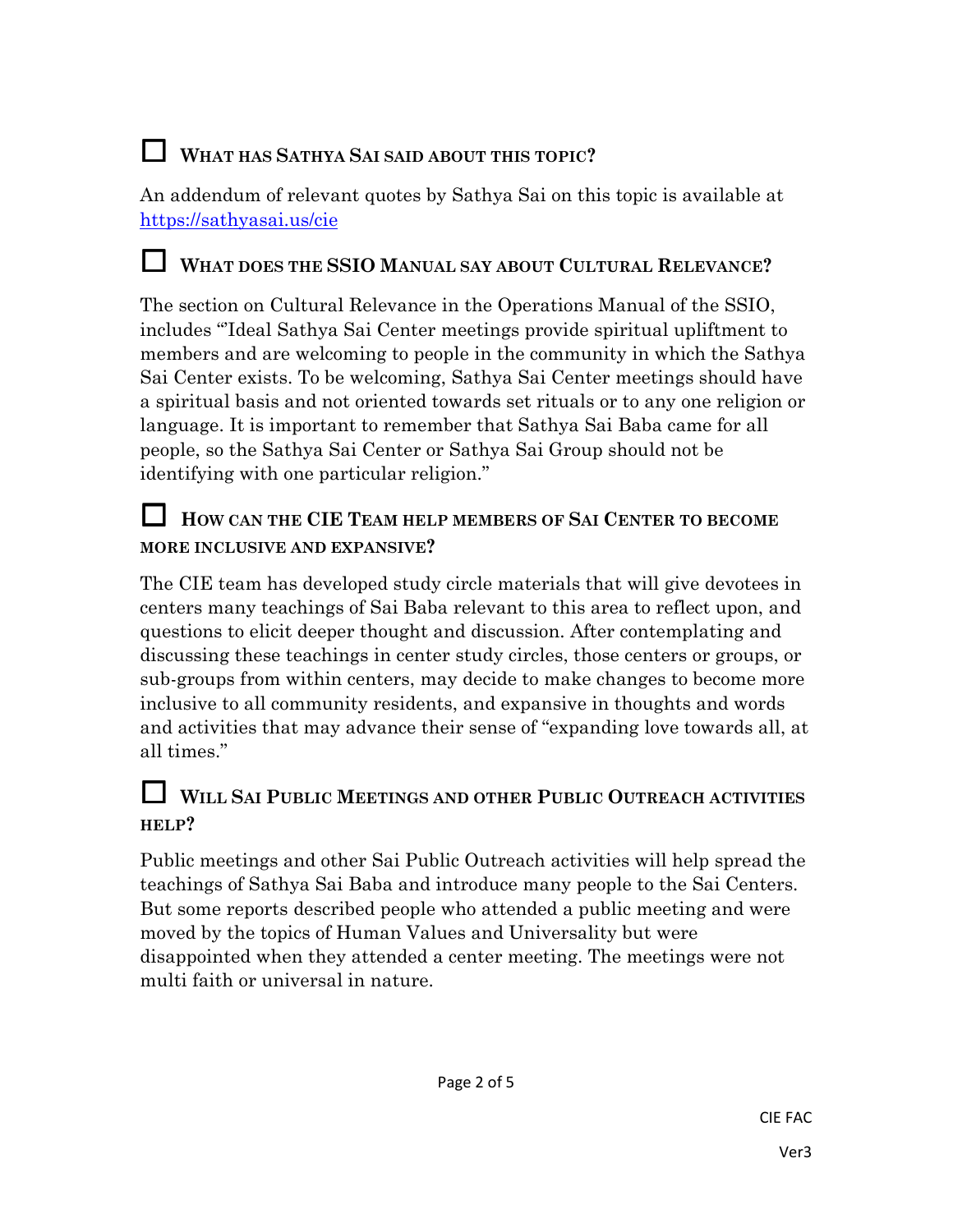## ☐ WHAT HAS SATHYA SAI SAID ABOUT THIS TOPIC?

An addendum of relevant quotes by Sathya Sai on this topic is available at https://sathyasai.us/cie

## ☐ WHAT DOES THE SSIO MANUAL SAY ABOUT CULTURAL RELEVANCE?

The section on Cultural Relevance in the Operations Manual of the SSIO, includes "'Ideal Sathya Sai Center meetings provide spiritual upliftment to members and are welcoming to people in the community in which the Sathya Sai Center exists. To be welcoming, Sathya Sai Center meetings should have a spiritual basis and not oriented towards set rituals or to any one religion or language. It is important to remember that Sathya Sai Baba came for all people, so the Sathya Sai Center or Sathya Sai Group should not be identifying with one particular religion."

## ☐ HOW CAN THE CIE TEAM HELP MEMBERS OF SAI CENTER TO BECOME MORE INCLUSIVE AND EXPANSIVE?

The CIE team has developed study circle materials that will give devotees in centers many teachings of Sai Baba relevant to this area to reflect upon, and questions to elicit deeper thought and discussion. After contemplating and discussing these teachings in center study circles, those centers or groups, or sub-groups from within centers, may decide to make changes to become more inclusive to all community residents, and expansive in thoughts and words and activities that may advance their sense of "expanding love towards all, at all times."

## ☐ WILL SAI PUBLIC MEETINGS AND OTHER PUBLIC OUTREACH ACTIVITIES HELP?

Public meetings and other Sai Public Outreach activities will help spread the teachings of Sathya Sai Baba and introduce many people to the Sai Centers. But some reports described people who attended a public meeting and were moved by the topics of Human Values and Universality but were disappointed when they attended a center meeting. The meetings were not multi faith or universal in nature.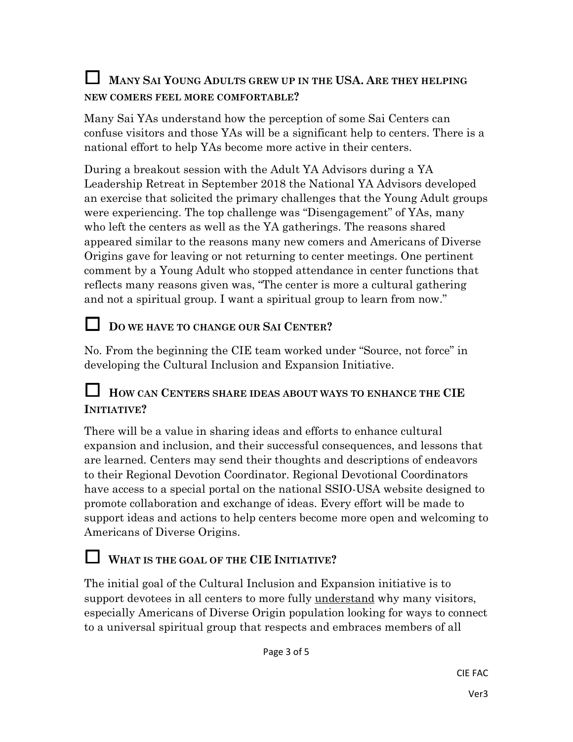## ☐ Many Sai Young Adults grew up in the USA. Are they helping new comers feel more comfortable?

Many Sai YAs understand how the perception of some Sai Centers can confuse visitors and those YAs will be a significant help to centers. There is a national effort to help YAs become more active in their centers.

During a breakout session with the Adult YA Advisors during a YA Leadership Retreat in September 2018 the National YA Advisors developed an exercise that solicited the primary challenges that the Young Adult groups were experiencing. The top challenge was "Disengagement" of YAs, many who left the centers as well as the YA gatherings. The reasons shared appeared similar to the reasons many new comers and Americans of Diverse Origins gave for leaving or not returning to center meetings. One pertinent comment by a Young Adult who stopped attendance in center functions that reflects many reasons given was, "The center is more a cultural gathering and not a spiritual group. I want a spiritual group to learn from now."

## ☐ Do we have to change our Sai Center?

No. From the beginning the CIE team worked under "Source, not force" in developing the Cultural Inclusion and Expansion Initiative.

## ☐ How can Centers share ideas about ways to enhance the CIE Initiative?

There will be a value in sharing ideas and efforts to enhance cultural expansion and inclusion, and their successful consequences, and lessons that are learned. Centers may send their thoughts and descriptions of endeavors to their Regional Devotion Coordinator. Regional Devotional Coordinators have access to a special portal on the national SSIO-USA website designed to promote collaboration and exchange of ideas. Every effort will be made to support ideas and actions to help centers become more open and welcoming to Americans of Diverse Origins.

## ☐ What is the goal of the CIE Initiative?

The initial goal of the Cultural Inclusion and Expansion initiative is to support devotees in all centers to more fully <u>understand</u> why many visitors, especially Americans of Diverse Origin population looking for ways to connect to a universal spiritual group that respects and embraces members of all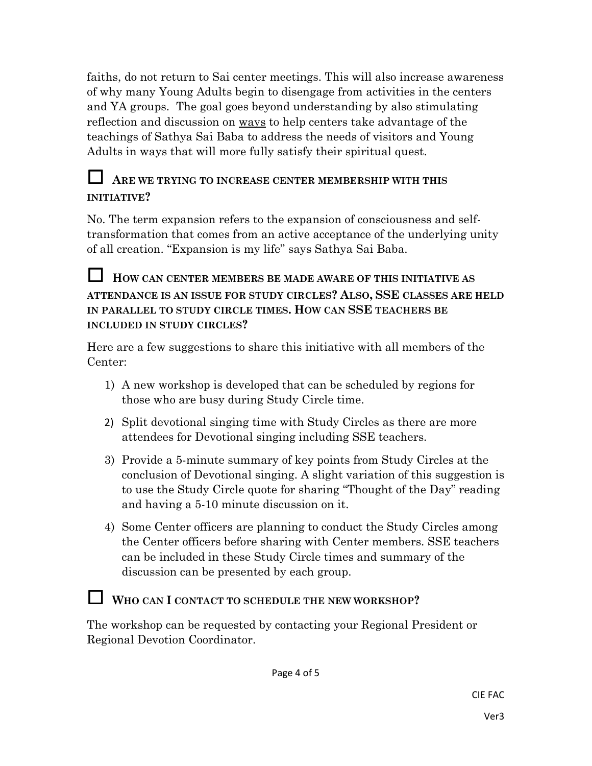faiths, do not return to Sai center meetings. This will also increase awareness of why many Young Adults begin to disengage from activities in the centers and YA groups. The goal goes beyond understanding by also stimulating reflection and discussion on <u>ways</u> to help centers take advantage of the teachings of Sathya Sai Baba to address the needs of visitors and Young Adults in ways that will more fully satisfy their spiritual quest.

### ☐ Are we trying to increase center membership with this initiative?

No. The term expansion refers to the expansion of consciousness and self-transformation that comes from an active acceptance of the underlying unity of all creation. "Expansion is my life" says Sathya Sai Baba.

### ☐ How can center members be made aware of this initiative as attendance is an issue for study circles? Also, SSE classes are held in parallel to study circle times. How can SSE teachers be included in study circles?

Here are a few suggestions to share this initiative with all members of the Center:

1) A new workshop is developed that can be scheduled by regions for those who are busy during Study Circle time.
2) Split devotional singing time with Study Circles as there are more attendees for Devotional singing including SSE teachers.
3) Provide a 5-minute summary of key points from Study Circles at the conclusion of Devotional singing. A slight variation of this suggestion is to use the Study Circle quote for sharing "Thought of the Day" reading and having a 5-10 minute discussion on it.
4) Some Center officers are planning to conduct the Study Circles among the Center officers before sharing with Center members. SSE teachers can be included in these Study Circle times and summary of the discussion can be presented by each group.

### ☐ Who can I contact to schedule the new workshop?

The workshop can be requested by contacting your Regional President or Regional Devotion Coordinator.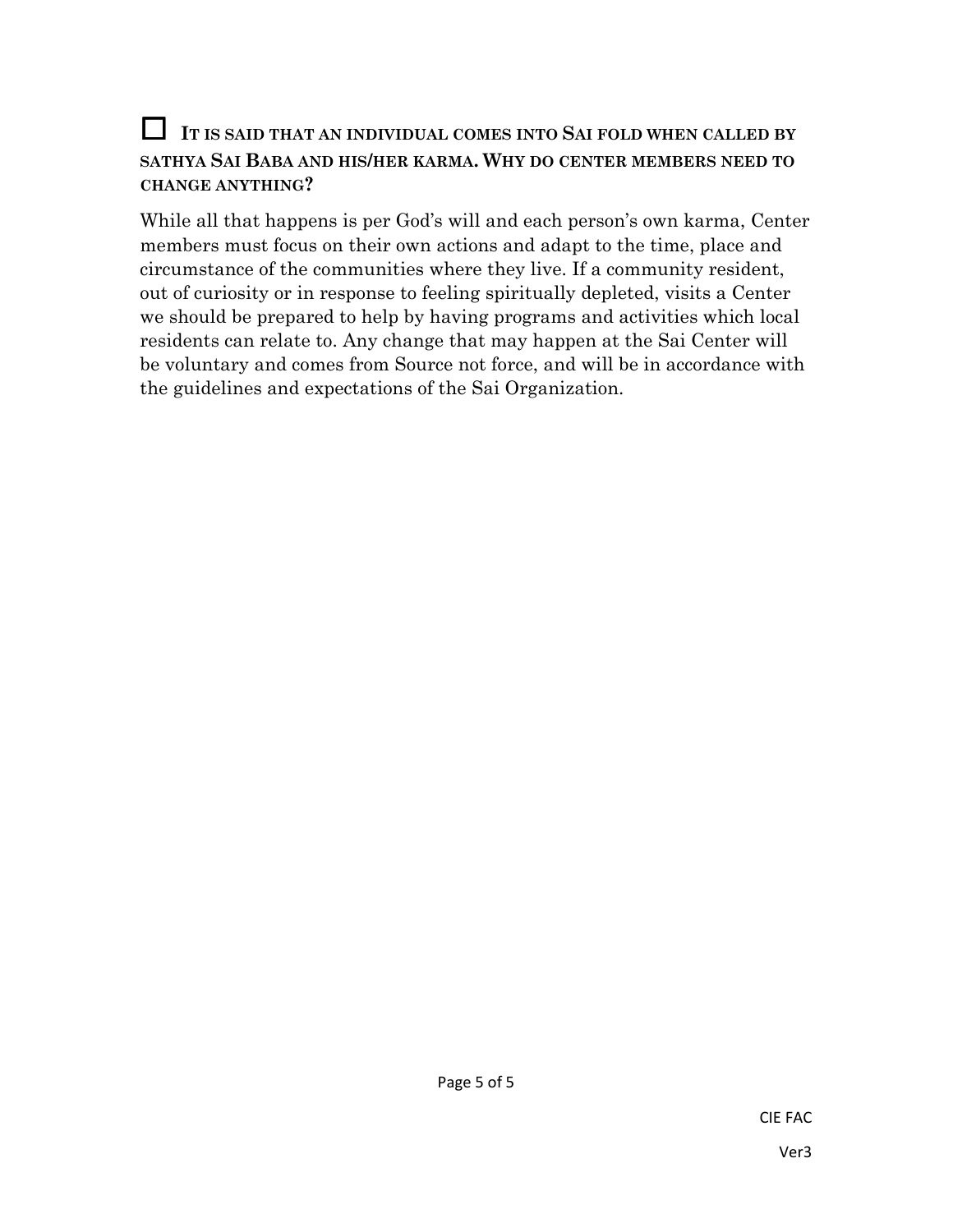### ☐ It is said that an individual comes into Sai fold when called by sathya Sai Baba and his/her karma. Why do center members need to change anything?

While all that happens is per God's will and each person's own karma, Center members must focus on their own actions and adapt to the time, place and circumstance of the communities where they live. If a community resident, out of curiosity or in response to feeling spiritually depleted, visits a Center we should be prepared to help by having programs and activities which local residents can relate to. Any change that may happen at the Sai Center will be voluntary and comes from Source not force, and will be in accordance with the guidelines and expectations of the Sai Organization.

CIE FAC

Ver3